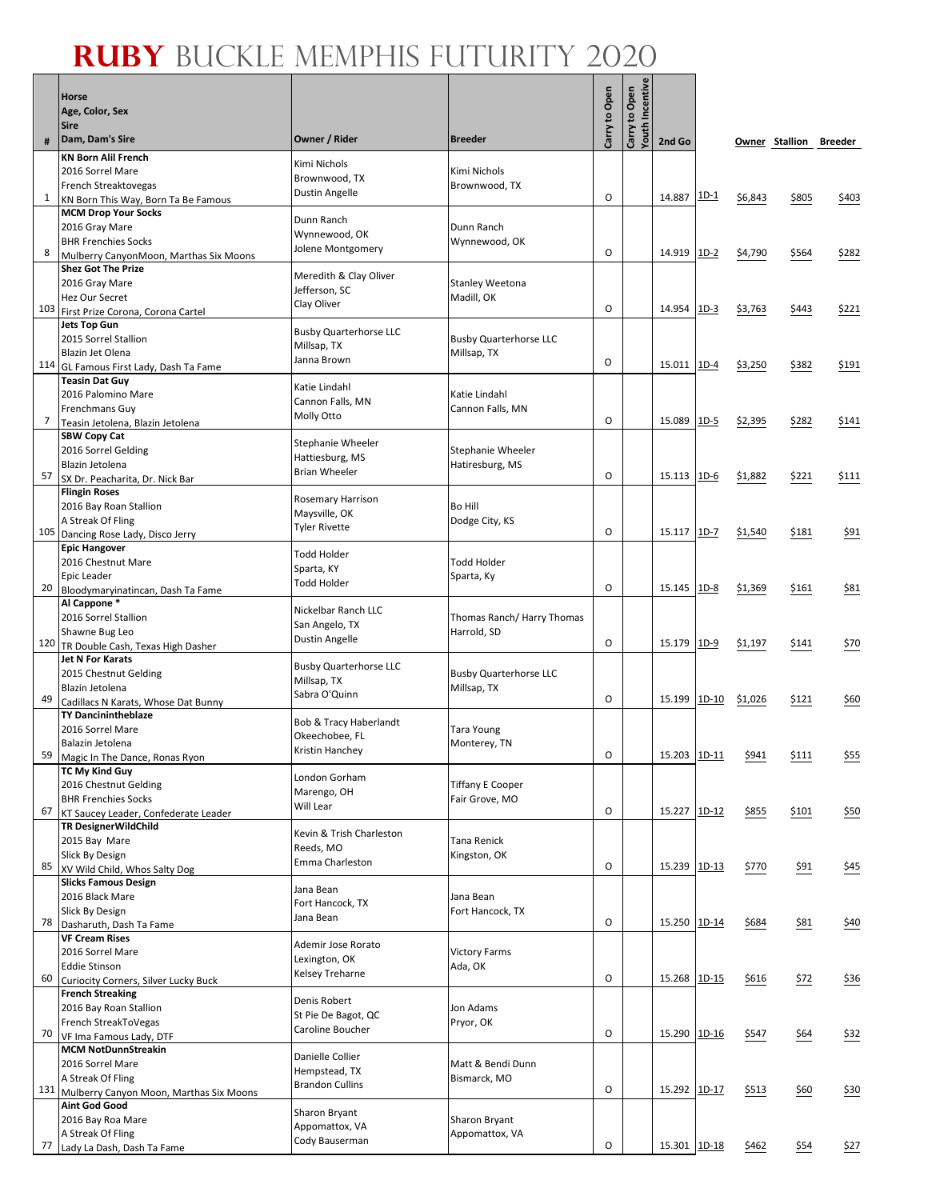# RUBY BUCKLE MEMPHIS FUTURITY 2020

| # | Horse<br>Age, Color, Sex<br>Sire<br>Dam, Dam's Sire | Owner / Rider | Breeder | Carry to Open | Carry to Open Youth Incentive | 2nd Go | | Owner | Stallion | Breeder |
|---|---|---|---|---|---|---|---|---|---|---|
| 1 | **KN Born Alil French**<br>2016 Sorrel Mare<br>French Streaktovegas<br>KN Born This Way, Born Ta Be Famous | Kimi Nichols<br>Brownwood, TX<br>Dustin Angelle | Kimi Nichols<br>Brownwood, TX | O | | 14.887 | 1D-1 | $6,843 | $805 | $403 |
| 8 | **MCM Drop Your Socks**<br>2016 Gray Mare<br>BHR Frenchies Socks<br>Mulberry CanyonMoon, Marthas Six Moons | Dunn Ranch<br>Wynnewood, OK<br>Jolene Montgomery | Dunn Ranch<br>Wynnewood, OK | O | | 14.919 | 1D-2 | $4,790 | $564 | $282 |
| 103 | **Shez Got The Prize**<br>2016 Gray Mare<br>Hez Our Secret<br>First Prize Corona, Corona Cartel | Meredith & Clay Oliver<br>Jefferson, SC<br>Clay Oliver | Stanley Weetona<br>Madill, OK | O | | 14.954 | 1D-3 | $3,763 | $443 | $221 |
| 114 | **Jets Top Gun**<br>2015 Sorrel Stallion<br>Blazin Jet Olena<br>GL Famous First Lady, Dash Ta Fame | Busby Quarterhorse LLC<br>Millsap, TX<br>Janna Brown | Busby Quarterhorse LLC<br>Millsap, TX | O | | 15.011 | 1D-4 | $3,250 | $382 | $191 |
| 7 | **Teasin Dat Guy**<br>2016 Palomino Mare<br>Frenchmans Guy<br>Teasin Jetolena, Blazin Jetolena | Katie Lindahl<br>Cannon Falls, MN<br>Molly Otto | Katie Lindahl<br>Cannon Falls, MN | O | | 15.089 | 1D-5 | $2,395 | $282 | $141 |
| 57 | **SBW Copy Cat**<br>2016 Sorrel Gelding<br>Blazin Jetolena<br>SX Dr. Peacharita, Dr. Nick Bar | Stephanie Wheeler<br>Hattiesburg, MS<br>Brian Wheeler | Stephanie Wheeler<br>Hatiresburg, MS | O | | 15.113 | 1D-6 | $1,882 | $221 | $111 |
| 105 | **Flingin Roses**<br>2016 Bay Roan Stallion<br>A Streak Of Fling<br>Dancing Rose Lady, Disco Jerry | Rosemary Harrison<br>Maysville, OK<br>Tyler Rivette | Bo Hill<br>Dodge City, KS | O | | 15.117 | 1D-7 | $1,540 | $181 | $91 |
| 20 | **Epic Hangover**<br>2016 Chestnut Mare<br>Epic Leader<br>Bloodymaryinatincan, Dash Ta Fame | Todd Holder<br>Sparta, KY<br>Todd Holder | Todd Holder<br>Sparta, Ky | O | | 15.145 | 1D-8 | $1,369 | $161 | $81 |
| 120 | **Al Cappone ***<br>2016 Sorrel Stallion<br>Shawne Bug Leo<br>TR Double Cash, Texas High Dasher | Nickelbar Ranch LLC<br>San Angelo, TX<br>Dustin Angelle | Thomas Ranch/ Harry Thomas<br>Harrold, SD | O | | 15.179 | 1D-9 | $1,197 | $141 | $70 |
| 49 | **Jet N For Karats**<br>2015 Chestnut Gelding<br>Blazin Jetolena<br>Cadillacs N Karats, Whose Dat Bunny | Busby Quarterhorse LLC<br>Millsap, TX<br>Sabra O'Quinn | Busby Quarterhorse LLC<br>Millsap, TX | O | | 15.199 | 1D-10 | $1,026 | $121 | $60 |
| 59 | **TY Dancinintheblaze**<br>2016 Sorrel Mare<br>Balazin Jetolena<br>Magic In The Dance, Ronas Ryon | Bob & Tracy Haberlandt<br>Okeechobee, FL<br>Kristin Hanchey | Tara Young<br>Monterey, TN | O | | 15.203 | 1D-11 | $941 | $111 | $55 |
| 67 | **TC My Kind Guy**<br>2016 Chestnut Gelding<br>BHR Frenchies Socks<br>KT Saucey Leader, Confederate Leader | London Gorham<br>Marengo, OH<br>Will Lear | Tiffany E Cooper<br>Fair Grove, MO | O | | 15.227 | 1D-12 | $855 | $101 | $50 |
| 85 | **TR DesignerWildChild**<br>2015 Bay Mare<br>Slick By Design<br>XV Wild Child, Whos Salty Dog | Kevin & Trish Charleston<br>Reeds, MO<br>Emma Charleston | Tana Renick<br>Kingston, OK | O | | 15.239 | 1D-13 | $770 | $91 | $45 |
| 78 | **Slicks Famous Design**<br>2016 Black Mare<br>Slick By Design<br>Dasharuth, Dash Ta Fame | Jana Bean<br>Fort Hancock, TX<br>Jana Bean | Jana Bean<br>Fort Hancock, TX | O | | 15.250 | 1D-14 | $684 | $81 | $40 |
| 60 | **VF Cream Rises**<br>2016 Sorrel Mare<br>Eddie Stinson<br>Curiocity Corners, Silver Lucky Buck | Ademir Jose Rorato<br>Lexington, OK<br>Kelsey Treharne | Victory Farms<br>Ada, OK | O | | 15.268 | 1D-15 | $616 | $72 | $36 |
| 70 | **French Streaking**<br>2016 Bay Roan Stallion<br>French StreakToVegas<br>VF Ima Famous Lady, DTF | Denis Robert<br>St Pie De Bagot, QC<br>Caroline Boucher | Jon Adams<br>Pryor, OK | O | | 15.290 | 1D-16 | $547 | $64 | $32 |
| 131 | **MCM NotDunnStreakin**<br>2016 Sorrel Mare<br>A Streak Of Fling<br>Mulberry Canyon Moon, Marthas Six Moons | Danielle Collier<br>Hempstead, TX<br>Brandon Cullins | Matt & Bendi Dunn<br>Bismarck, MO | O | | 15.292 | 1D-17 | $513 | $60 | $30 |
| 77 | **Aint God Good**<br>2016 Bay Roa Mare<br>A Streak Of Fling<br>Lady La Dash, Dash Ta Fame | Sharon Bryant<br>Appomattox, VA<br>Cody Bauserman | Sharon Bryant<br>Appomattox, VA | O | | 15.301 | 1D-18 | $462 | $54 | $27 |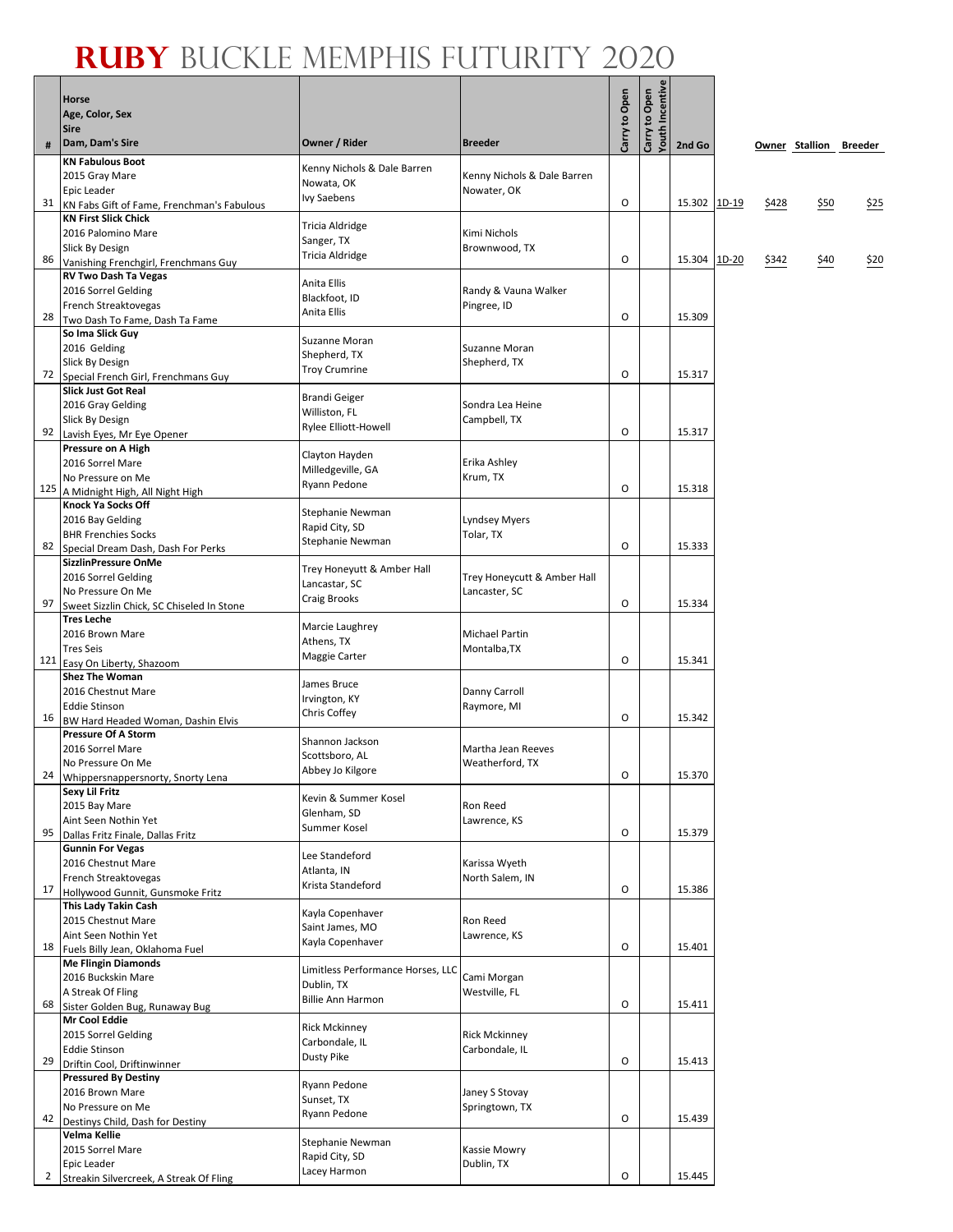# RUBY BUCKLE MEMPHIS FUTURITY 2020

| # | Horse<br>Age, Color, Sex<br>Sire<br>Dam, Dam's Sire | Owner / Rider | Breeder | Carry to Open | Carry to Open Youth Incentive | 2nd Go | | Owner | Stallion | Breeder |
|---|---|---|---|---|---|---|---|---|---|---|
| 31 | **KN Fabulous Boot**<br>2015 Gray Mare<br>Epic Leader<br>KN Fabs Gift of Fame, Frenchman's Fabulous | Kenny Nichols & Dale Barren<br>Nowata, OK<br>Ivy Saebens | Kenny Nichols & Dale Barren<br>Nowater, OK | O | | 15.302 | 1D-19 | $428 | $50 | $25 |
| 86 | **KN First Slick Chick**<br>2016 Palomino Mare<br>Slick By Design<br>Vanishing Frenchgirl, Frenchmans Guy | Tricia Aldridge<br>Sanger, TX<br>Tricia Aldridge | Kimi Nichols<br>Brownwood, TX | O | | 15.304 | 1D-20 | $342 | $40 | $20 |
| 28 | **RV Two Dash Ta Vegas**<br>2016 Sorrel Gelding<br>French Streaktovegas<br>Two Dash To Fame, Dash Ta Fame | Anita Ellis<br>Blackfoot, ID<br>Anita Ellis | Randy & Vauna Walker<br>Pingree, ID | O | | 15.309 | | | | |
| 72 | **So Ima Slick Guy**<br>2016 Gelding<br>Slick By Design<br>Special French Girl, Frenchmans Guy | Suzanne Moran<br>Shepherd, TX<br>Troy Crumrine | Suzanne Moran<br>Shepherd, TX | O | | 15.317 | | | | |
| 92 | **Slick Just Got Real**<br>2016 Gray Gelding<br>Slick By Design<br>Lavish Eyes, Mr Eye Opener | Brandi Geiger<br>Williston, FL<br>Rylee Elliott-Howell | Sondra Lea Heine<br>Campbell, TX | O | | 15.317 | | | | |
| 125 | **Pressure on A High**<br>2016 Sorrel Mare<br>No Pressure on Me<br>A Midnight High, All Night High | Clayton Hayden<br>Milledgeville, GA<br>Ryann Pedone | Erika Ashley<br>Krum, TX | O | | 15.318 | | | | |
| 82 | **Knock Ya Socks Off**<br>2016 Bay Gelding<br>BHR Frenchies Socks<br>Special Dream Dash, Dash For Perks | Stephanie Newman<br>Rapid City, SD<br>Stephanie Newman | Lyndsey Myers<br>Tolar, TX | O | | 15.333 | | | | |
| 97 | **SizzlinPressure OnMe**<br>2016 Sorrel Gelding<br>No Pressure On Me<br>Sweet Sizzlin Chick, SC Chiseled In Stone | Trey Honeyutt & Amber Hall<br>Lancastar, SC<br>Craig Brooks | Trey Honeycutt & Amber Hall<br>Lancaster, SC | O | | 15.334 | | | | |
| 121 | **Tres Leche**<br>2016 Brown Mare<br>Tres Seis<br>Easy On Liberty, Shazoom | Marcie Laughrey<br>Athens, TX<br>Maggie Carter | Michael Partin<br>Montalba,TX | O | | 15.341 | | | | |
| 16 | **Shez The Woman**<br>2016 Chestnut Mare<br>Eddie Stinson<br>BW Hard Headed Woman, Dashin Elvis | James Bruce<br>Irvington, KY<br>Chris Coffey | Danny Carroll<br>Raymore, MI | O | | 15.342 | | | | |
| 24 | **Pressure Of A Storm**<br>2016 Sorrel Mare<br>No Pressure On Me<br>Whippersnappersnorty, Snorty Lena | Shannon Jackson<br>Scottsboro, AL<br>Abbey Jo Kilgore | Martha Jean Reeves<br>Weatherford, TX | O | | 15.370 | | | | |
| 95 | **Sexy Lil Fritz**<br>2015 Bay Mare<br>Aint Seen Nothin Yet<br>Dallas Fritz Finale, Dallas Fritz | Kevin & Summer Kosel<br>Glenham, SD<br>Summer Kosel | Ron Reed<br>Lawrence, KS | O | | 15.379 | | | | |
| 17 | **Gunnin For Vegas**<br>2016 Chestnut Mare<br>French Streaktovegas<br>Hollywood Gunnit, Gunsmoke Fritz | Lee Standeford<br>Atlanta, IN<br>Krista Standeford | Karissa Wyeth<br>North Salem, IN | O | | 15.386 | | | | |
| 18 | **This Lady Takin Cash**<br>2015 Chestnut Mare<br>Aint Seen Nothin Yet<br>Fuels Billy Jean, Oklahoma Fuel | Kayla Copenhaver<br>Saint James, MO<br>Kayla Copenhaver | Ron Reed<br>Lawrence, KS | O | | 15.401 | | | | |
| 68 | **Me Flingin Diamonds**<br>2016 Buckskin Mare<br>A Streak Of Fling<br>Sister Golden Bug, Runaway Bug | Limitless Performance Horses, LLC<br>Dublin, TX<br>Billie Ann Harmon | Cami Morgan<br>Westville, FL | O | | 15.411 | | | | |
| 29 | **Mr Cool Eddie**<br>2015 Sorrel Gelding<br>Eddie Stinson<br>Driftin Cool, Driftinwinner | Rick Mckinney<br>Carbondale, IL<br>Dusty Pike | Rick Mckinney<br>Carbondale, IL | O | | 15.413 | | | | |
| 42 | **Pressured By Destiny**<br>2016 Brown Mare<br>No Pressure on Me<br>Destinys Child, Dash for Destiny | Ryann Pedone<br>Sunset, TX<br>Ryann Pedone | Janey S Stovay<br>Springtown, TX | O | | 15.439 | | | | |
| 2 | **Velma Kellie**<br>2015 Sorrel Mare<br>Epic Leader<br>Streakin Silvercreek, A Streak Of Fling | Stephanie Newman<br>Rapid City, SD<br>Lacey Harmon | Kassie Mowry<br>Dublin, TX | O | | 15.445 | | | | |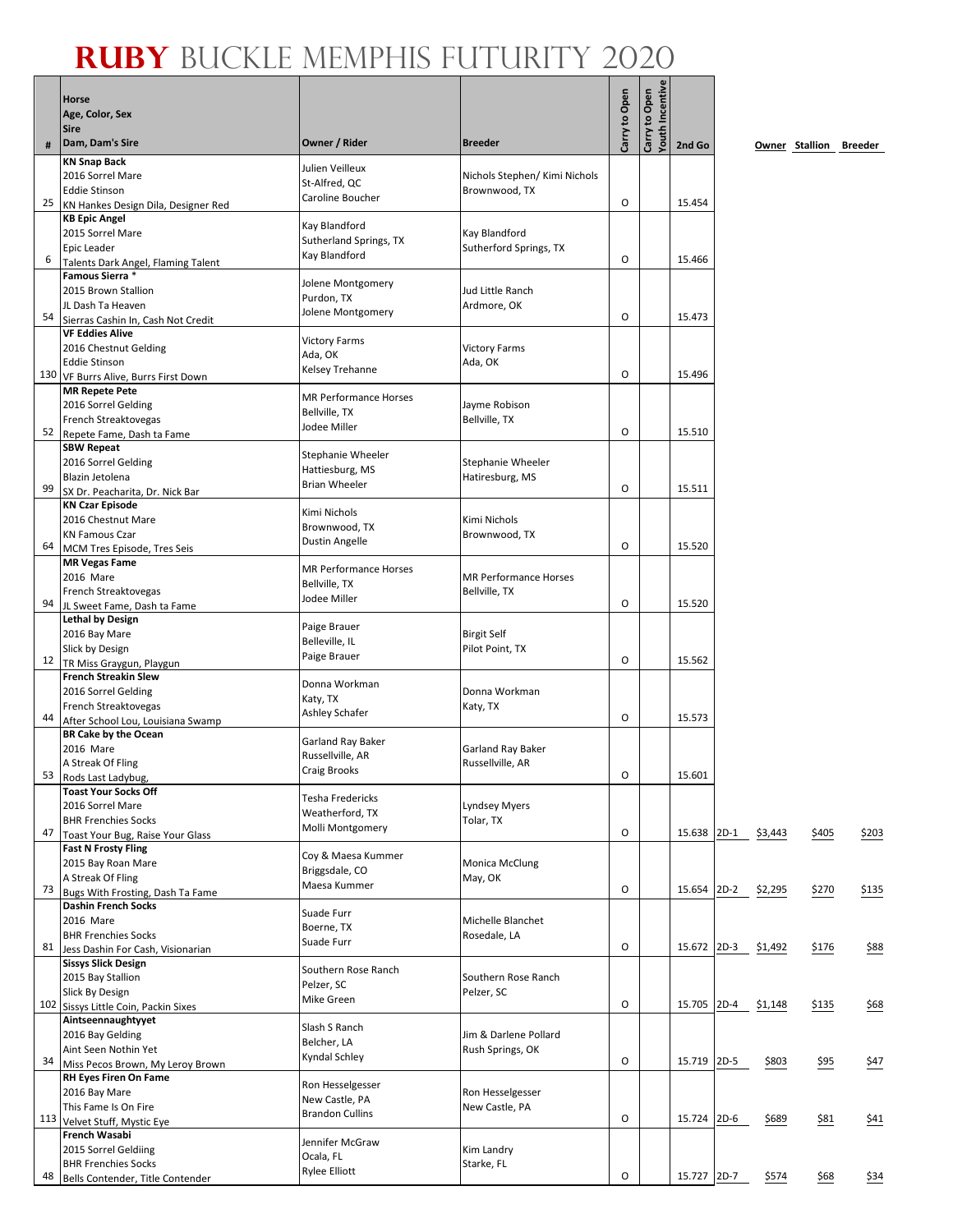# RUBY BUCKLE MEMPHIS FUTURITY 2020

| # | Horse<br>Age, Color, Sex<br>Sire<br>Dam, Dam's Sire | Owner / Rider | Breeder | Carry to Open | Carry to Open Youth Incentive | 2nd Go | | | Owner | Stallion | Breeder |
|---|---|---|---|---|---|---|---|---|---|---|---|
| 25 | **KN Snap Back**<br>2016 Sorrel Mare<br>Eddie Stinson<br>KN Hankes Design Dila, Designer Red | Julien Veilleux<br>St-Alfred, QC<br>Caroline Boucher | Nichols Stephen/ Kimi Nichols<br>Brownwood, TX | O | | 15.454 | | | | | |
| 6 | **KB Epic Angel**<br>2015 Sorrel Mare<br>Epic Leader<br>Talents Dark Angel, Flaming Talent | Kay Blandford<br>Sutherland Springs, TX<br>Kay Blandford | Kay Blandford<br>Sutherford Springs, TX | O | | 15.466 | | | | | |
| 54 | **Famous Sierra ***<br>2015 Brown Stallion<br>JL Dash Ta Heaven<br>Sierras Cashin In, Cash Not Credit | Jolene Montgomery<br>Purdon, TX<br>Jolene Montgomery | Jud Little Ranch<br>Ardmore, OK | O | | 15.473 | | | | | |
| 130 | **VF Eddies Alive**<br>2016 Chestnut Gelding<br>Eddie Stinson<br>VF Burrs Alive, Burrs First Down | Victory Farms<br>Ada, OK<br>Kelsey Trehanne | Victory Farms<br>Ada, OK | O | | 15.496 | | | | | |
| 52 | **MR Repete Pete**<br>2016 Sorrel Gelding<br>French Streaktovegas<br>Repete Fame, Dash ta Fame | MR Performance Horses<br>Bellville, TX<br>Jodee Miller | Jayme Robison<br>Bellville, TX | O | | 15.510 | | | | | |
| 99 | **SBW Repeat**<br>2016 Sorrel Gelding<br>Blazin Jetolena<br>SX Dr. Peacharita, Dr. Nick Bar | Stephanie Wheeler<br>Hattiesburg, MS<br>Brian Wheeler | Stephanie Wheeler<br>Hatiresburg, MS | O | | 15.511 | | | | | |
| 64 | **KN Czar Episode**<br>2016 Chestnut Mare<br>KN Famous Czar<br>MCM Tres Episode, Tres Seis | Kimi Nichols<br>Brownwood, TX<br>Dustin Angelle | Kimi Nichols<br>Brownwood, TX | O | | 15.520 | | | | | |
| 94 | **MR Vegas Fame**<br>2016 Mare<br>French Streaktovegas<br>JL Sweet Fame, Dash ta Fame | MR Performance Horses<br>Bellville, TX<br>Jodee Miller | MR Performance Horses<br>Bellville, TX | O | | 15.520 | | | | | |
| 12 | **Lethal by Design**<br>2016 Bay Mare<br>Slick by Design<br>TR Miss Graygun, Playgun | Paige Brauer<br>Belleville, IL<br>Paige Brauer | Birgit Self<br>Pilot Point, TX | O | | 15.562 | | | | | |
| 44 | **French Streakin Slew**<br>2016 Sorrel Gelding<br>French Streaktovegas<br>After School Lou, Louisiana Swamp | Donna Workman<br>Katy, TX<br>Ashley Schafer | Donna Workman<br>Katy, TX | O | | 15.573 | | | | | |
| 53 | **BR Cake by the Ocean**<br>2016 Mare<br>A Streak Of Fling<br>Rods Last Ladybug, | Garland Ray Baker<br>Russellville, AR<br>Craig Brooks | Garland Ray Baker<br>Russellville, AR | O | | 15.601 | | | | | |
| 47 | **Toast Your Socks Off**<br>2016 Sorrel Mare<br>BHR Frenchies Socks<br>Toast Your Bug, Raise Your Glass | Tesha Fredericks<br>Weatherford, TX<br>Molli Montgomery | Lyndsey Myers<br>Tolar, TX | O | | 15.638 | 2D-1 | $3,443 | $405 | $203 | |
| 73 | **Fast N Frosty Fling**<br>2015 Bay Roan Mare<br>A Streak Of Fling<br>Bugs With Frosting, Dash Ta Fame | Coy & Maesa Kummer<br>Briggsdale, CO<br>Maesa Kummer | Monica McClung<br>May, OK | O | | 15.654 | 2D-2 | $2,295 | $270 | $135 | |
| 81 | **Dashin French Socks**<br>2016 Mare<br>BHR Frenchies Socks<br>Jess Dashin For Cash, Visionarian | Suade Furr<br>Boerne, TX<br>Suade Furr | Michelle Blanchet<br>Rosedale, LA | O | | 15.672 | 2D-3 | $1,492 | $176 | $88 | |
| 102 | **Sissys Slick Design**<br>2015 Bay Stallion<br>Slick By Design<br>Sissys Little Coin, Packin Sixes | Southern Rose Ranch<br>Pelzer, SC<br>Mike Green | Southern Rose Ranch<br>Pelzer, SC | O | | 15.705 | 2D-4 | $1,148 | $135 | $68 | |
| 34 | **Aintseennaughtyyet**<br>2016 Bay Gelding<br>Aint Seen Nothin Yet<br>Miss Pecos Brown, My Leroy Brown | Slash S Ranch<br>Belcher, LA<br>Kyndal Schley | Jim & Darlene Pollard<br>Rush Springs, OK | O | | 15.719 | 2D-5 | $803 | $95 | $47 | |
| 113 | **RH Eyes Firen On Fame**<br>2016 Bay Mare<br>This Fame Is On Fire<br>Velvet Stuff, Mystic Eye | Ron Hesselgesser<br>New Castle, PA<br>Brandon Cullins | Ron Hesselgesser<br>New Castle, PA | O | | 15.724 | 2D-6 | $689 | $81 | $41 | |
| 48 | **French Wasabi**<br>2015 Sorrel Geldiing<br>BHR Frenchies Socks<br>Bells Contender, Title Contender | Jennifer McGraw<br>Ocala, FL<br>Rylee Elliott | Kim Landry<br>Starke, FL | O | | 15.727 | 2D-7 | $574 | $68 | $34 | |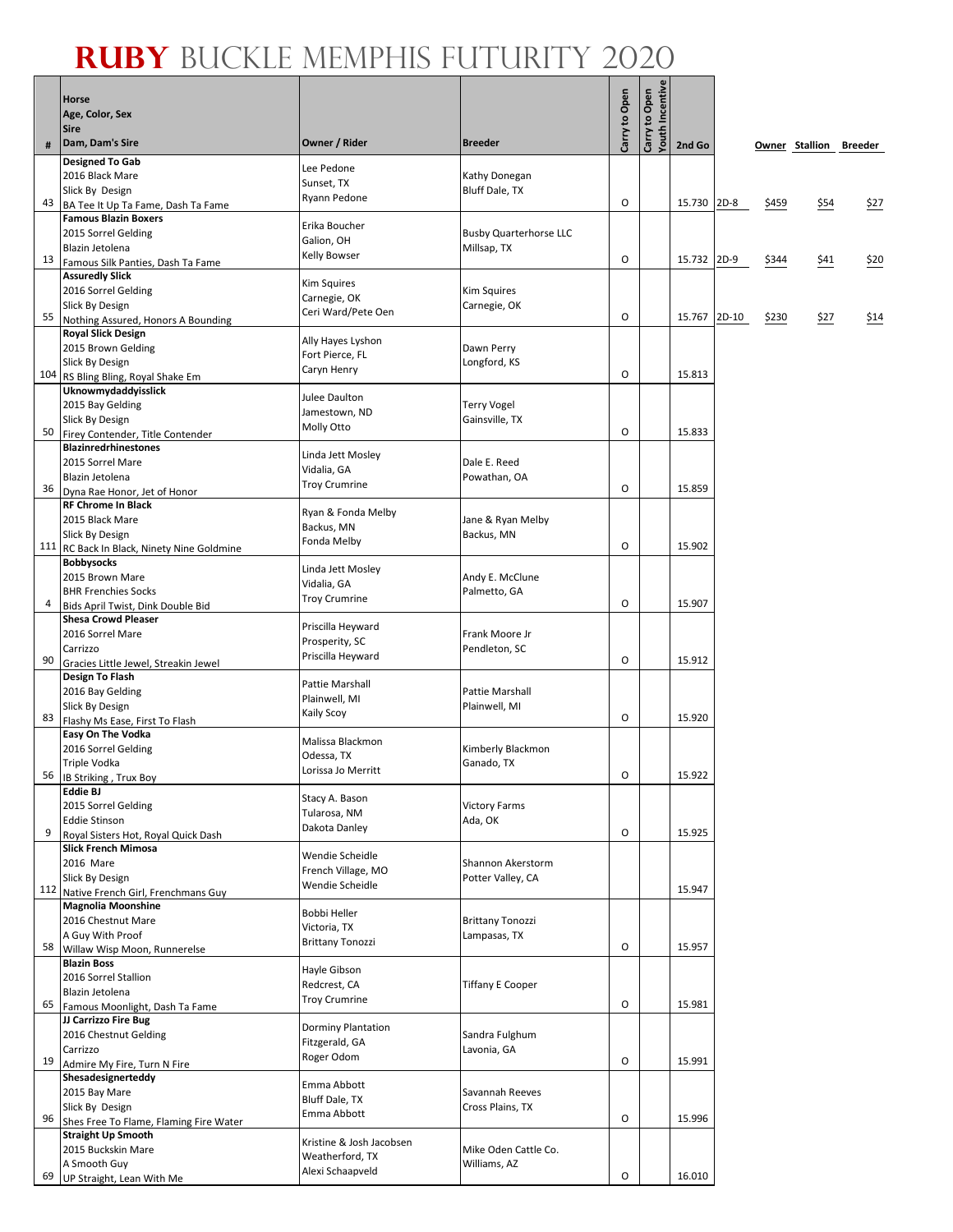# RUBY BUCKLE MEMPHIS FUTURITY 2020

| # | Horse<br>Age, Color, Sex<br>Sire<br>Dam, Dam's Sire | Owner / Rider | Breeder | Carry to Open | Carry to Open Youth Incentive | 2nd Go | | Owner | Stallion | Breeder |
|---|---|---|---|---|---|---|---|---|---|---|
| 43 | **Designed To Gab**<br>2016 Black Mare<br>Slick By Design<br>BA Tee It Up Ta Fame, Dash Ta Fame | Lee Pedone<br>Sunset, TX<br>Ryann Pedone | Kathy Donegan<br>Bluff Dale, TX | O | | 15.730 | 2D-8 | $459 | $54 | $27 |
| 13 | **Famous Blazin Boxers**<br>2015 Sorrel Gelding<br>Blazin Jetolena<br>Famous Silk Panties, Dash Ta Fame | Erika Boucher<br>Galion, OH<br>Kelly Bowser | Busby Quarterhorse LLC<br>Millsap, TX | O | | 15.732 | 2D-9 | $344 | $41 | $20 |
| 55 | **Assuredly Slick**<br>2016 Sorrel Gelding<br>Slick By Design<br>Nothing Assured, Honors A Bounding | Kim Squires<br>Carnegie, OK<br>Ceri Ward/Pete Oen | Kim Squires<br>Carnegie, OK | O | | 15.767 | 2D-10 | $230 | $27 | $14 |
| 104 | **Royal Slick Design**<br>2015 Brown Gelding<br>Slick By Design<br>RS Bling Bling, Royal Shake Em | Ally Hayes Lyshon<br>Fort Pierce, FL<br>Caryn Henry | Dawn Perry<br>Longford, KS | O | | 15.813 | | | | |
| 50 | **Uknowmydaddyisslick**<br>2015 Bay Gelding<br>Slick By Design<br>Firey Contender, Title Contender | Julee Daulton<br>Jamestown, ND<br>Molly Otto | Terry Vogel<br>Gainsville, TX | O | | 15.833 | | | | |
| 36 | **Blazinredrhinestones**<br>2015 Sorrel Mare<br>Blazin Jetolena<br>Dyna Rae Honor, Jet of Honor | Linda Jett Mosley<br>Vidalia, GA<br>Troy Crumrine | Dale E. Reed<br>Powathan, OA | O | | 15.859 | | | | |
| 111 | **RF Chrome In Black**<br>2015 Black Mare<br>Slick By Design<br>RC Back In Black, Ninety Nine Goldmine | Ryan & Fonda Melby<br>Backus, MN<br>Fonda Melby | Jane & Ryan Melby<br>Backus, MN | O | | 15.902 | | | | |
| 4 | **Bobbysocks**<br>2015 Brown Mare<br>BHR Frenchies Socks<br>Bids April Twist, Dink Double Bid | Linda Jett Mosley<br>Vidalia, GA<br>Troy Crumrine | Andy E. McClune<br>Palmetto, GA | O | | 15.907 | | | | |
| 90 | **Shesa Crowd Pleaser**<br>2016 Sorrel Mare<br>Carrizzo<br>Gracies Little Jewel, Streakin Jewel | Priscilla Heyward<br>Prosperity, SC<br>Priscilla Heyward | Frank Moore Jr<br>Pendleton, SC | O | | 15.912 | | | | |
| 83 | **Design To Flash**<br>2016 Bay Gelding<br>Slick By Design<br>Flashy Ms Ease, First To Flash | Pattie Marshall<br>Plainwell, MI<br>Kaily Scoy | Pattie Marshall<br>Plainwell, MI | O | | 15.920 | | | | |
| 56 | **Easy On The Vodka**<br>2016 Sorrel Gelding<br>Triple Vodka<br>IB Striking , Trux Boy | Malissa Blackmon<br>Odessa, TX<br>Lorissa Jo Merritt | Kimberly Blackmon<br>Ganado, TX | O | | 15.922 | | | | |
| 9 | **Eddie BJ**<br>2015 Sorrel Gelding<br>Eddie Stinson<br>Royal Sisters Hot, Royal Quick Dash | Stacy A. Bason<br>Tularosa, NM<br>Dakota Danley | Victory Farms<br>Ada, OK | O | | 15.925 | | | | |
| 112 | **Slick French Mimosa**<br>2016 Mare<br>Slick By Design<br>Native French Girl, Frenchmans Guy | Wendie Scheidle<br>French Village, MO<br>Wendie Scheidle | Shannon Akerstorm<br>Potter Valley, CA | | | 15.947 | | | | |
| 58 | **Magnolia Moonshine**<br>2016 Chestnut Mare<br>A Guy With Proof<br>Willow Wisp Moon, Runnerelse | Bobbi Heller<br>Victoria, TX<br>Brittany Tonozzi | Brittany Tonozzi<br>Lampasas, TX | O | | 15.957 | | | | |
| 65 | **Blazin Boss**<br>2016 Sorrel Stallion<br>Blazin Jetolena<br>Famous Moonlight, Dash Ta Fame | Hayle Gibson<br>Redcrest, CA<br>Troy Crumrine | Tiffany E Cooper | O | | 15.981 | | | | |
| 19 | **JJ Carrizzo Fire Bug**<br>2016 Chestnut Gelding<br>Carrizzo<br>Admire My Fire, Turn N Fire | Dorminy Plantation<br>Fitzgerald, GA<br>Roger Odom | Sandra Fulghum<br>Lavonia, GA | O | | 15.991 | | | | |
| 96 | **Shesadesignerteddy**<br>2015 Bay Mare<br>Slick By Design<br>Shes Free To Flame, Flaming Fire Water | Emma Abbott<br>Bluff Dale, TX<br>Emma Abbott | Savannah Reeves<br>Cross Plains, TX | O | | 15.996 | | | | |
| 69 | **Straight Up Smooth**<br>2015 Buckskin Mare<br>A Smooth Guy<br>UP Straight, Lean With Me | Kristine & Josh Jacobsen<br>Weatherford, TX<br>Alexi Schaapveld | Mike Oden Cattle Co.<br>Williams, AZ | O | | 16.010 | | | | |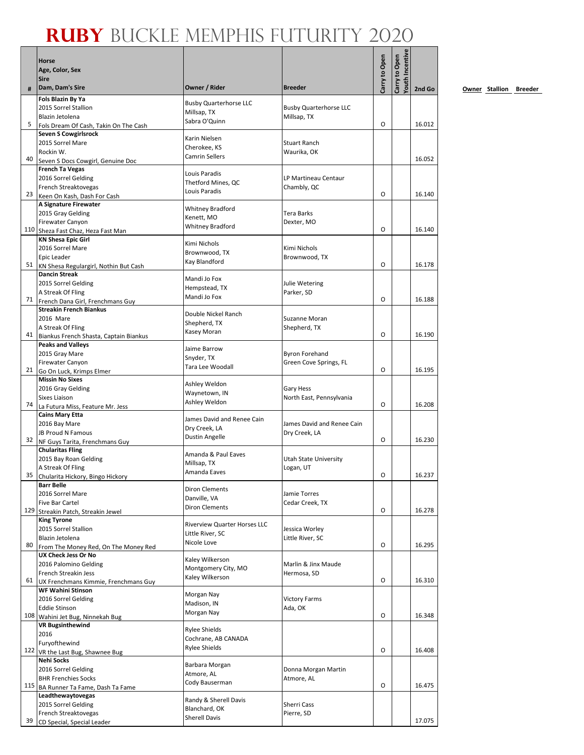# RUBY BUCKLE MEMPHIS FUTURITY 2020

| # | Horse<br>Age, Color, Sex<br>Sire<br>Dam, Dam's Sire | Owner / Rider | Breeder | Carry to Open | Carry to Open Youth Incentive | 2nd Go |
|---|---|---|---|---|---|---|
| 5 | **Fols Blazin By Ya**<br>2015 Sorrel Stallion<br>Blazin Jetolena<br>Fols Dream Of Cash, Takin On The Cash | Busby Quarterhorse LLC<br>Millsap, TX<br>Sabra O'Quinn | Busby Quarterhorse LLC<br>Millsap, TX | O | | 16.012 |
| 40 | **Seven S Cowgirlsrock**<br>2015 Sorrel Mare<br>Rockin W.<br>Seven S Docs Cowgirl, Genuine Doc | Karin Nielsen<br>Cherokee, KS<br>Camrin Sellers | Stuart Ranch<br>Waurika, OK | | | 16.052 |
| 23 | **French Ta Vegas**<br>2016 Sorrel Gelding<br>French Streaktovegas<br>Keen On Kash, Dash For Cash | Louis Paradis<br>Thetford Mines, QC<br>Louis Paradis | LP Martineau Centaur<br>Chambly, QC | O | | 16.140 |
| 110 | **A Signature Firewater**<br>2015 Gray Gelding<br>Firewater Canyon<br>Sheza Fast Chaz, Heza Fast Man | Whitney Bradford<br>Kenett, MO<br>Whitney Bradford | Tera Barks<br>Dexter, MO | O | | 16.140 |
| 51 | **KN Shesa Epic Girl**<br>2016 Sorrel Mare<br>Epic Leader<br>KN Shesa Regulargirl, Nothin But Cash | Kimi Nichols<br>Brownwood, TX<br>Kay Blandford | Kimi Nichols<br>Brownwood, TX | O | | 16.178 |
| 71 | **Dancin Streak**<br>2015 Sorrel Gelding<br>A Streak Of Fling<br>French Dana Girl, Frenchmans Guy | Mandi Jo Fox<br>Hempstead, TX<br>Mandi Jo Fox | Julie Wetering<br>Parker, SD | O | | 16.188 |
| 41 | **Streakin French Biankus**<br>2016 Mare<br>A Streak Of Fling<br>Biankus French Shasta, Captain Biankus | Double Nickel Ranch<br>Shepherd, TX<br>Kasey Moran | Suzanne Moran<br>Shepherd, TX | O | | 16.190 |
| 21 | **Peaks and Valleys**<br>2015 Gray Mare<br>Firewater Canyon<br>Go On Luck, Krimps Elmer | Jaime Barrow<br>Snyder, TX<br>Tara Lee Woodall | Byron Forehand<br>Green Cove Springs, FL | O | | 16.195 |
| 74 | **Missin No Sixes**<br>2016 Gray Gelding<br>Sixes Liaison<br>La Futura Miss, Feature Mr. Jess | Ashley Weldon<br>Waynetown, IN<br>Ashley Weldon | Gary Hess<br>North East, Pennsylvania | O | | 16.208 |
| 32 | **Cains Mary Etta**<br>2016 Bay Mare<br>JB Proud N Famous<br>NF Guys Tarita, Frenchmans Guy | James David and Renee Cain<br>Dry Creek, LA<br>Dustin Angelle | James David and Renee Cain<br>Dry Creek, LA | O | | 16.230 |
| 35 | **Chularitas Fling**<br>2015 Bay Roan Gelding<br>A Streak Of Fling<br>Chularita Hickory, Bingo Hickory | Amanda & Paul Eaves<br>Millsap, TX<br>Amanda Eaves | Utah State University<br>Logan, UT | O | | 16.237 |
| 129 | **Barr Belle**<br>2016 Sorrel Mare<br>Five Bar Cartel<br>Streakin Patch, Streakin Jewel | Diron Clements<br>Danville, VA<br>Diron Clements | Jamie Torres<br>Cedar Creek, TX | O | | 16.278 |
| 80 | **King Tyrone**<br>2015 Sorrel Stallion<br>Blazin Jetolena<br>From The Money Red, On The Money Red | Riverview Quarter Horses LLC<br>Little River, SC<br>Nicole Love | Jessica Worley<br>Little River, SC | O | | 16.295 |
| 61 | **UX Check Jess Or No**<br>2016 Palomino Gelding<br>French Streakin Jess<br>UX Frenchmans Kimmie, Frenchmans Guy | Kaley Wilkerson<br>Montgomery City, MO<br>Kaley Wilkerson | Marlin & Jinx Maude<br>Hermosa, SD | O | | 16.310 |
| 108 | **WF Wahini Stinson**<br>2016 Sorrel Gelding<br>Eddie Stinson<br>Wahini Jet Bug, Ninnekah Bug | Morgan Nay<br>Madison, IN<br>Morgan Nay | Victory Farms<br>Ada, OK | O | | 16.348 |
| 122 | **VR Bugsinthewind**<br>2016<br>Furyofthewind<br>VR the Last Bug, Shawnee Bug | Rylee Shields<br>Cochrane, AB CANADA<br>Rylee Shields | | O | | 16.408 |
| 115 | **Nehi Socks**<br>2016 Sorrel Gelding<br>BHR Frenchies Socks<br>BA Runner Ta Fame, Dash Ta Fame | Barbara Morgan<br>Atmore, AL<br>Cody Bauserman | Donna Morgan Martin<br>Atmore, AL | O | | 16.475 |
| 39 | **Leadthewaytovegas**<br>2015 Sorrel Gelding<br>French Streaktovegas<br>CD Special, Special Leader | Randy & Sherell Davis<br>Blanchard, OK<br>Sherell Davis | Sherri Cass<br>Pierre, SD | | | 17.075 |

Owner Stallion Breeder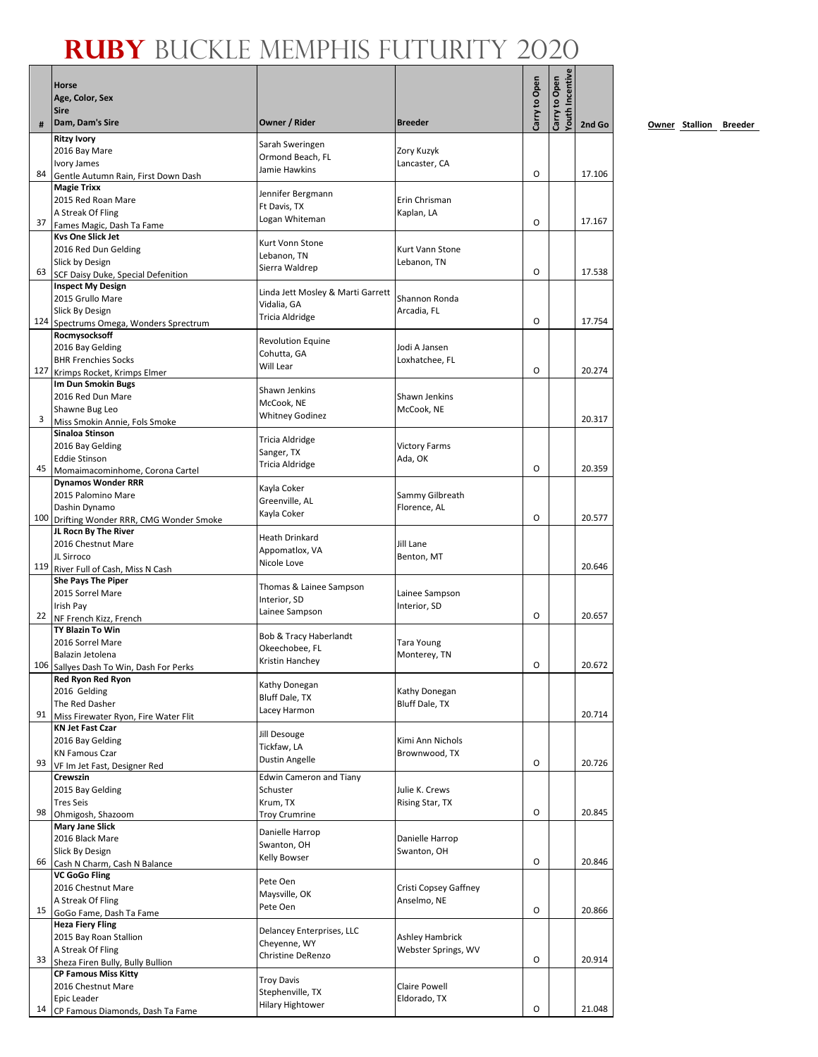# RUBY BUCKLE MEMPHIS FUTURITY 2020

| # | Horse<br>Age, Color, Sex<br>Sire<br>Dam, Dam's Sire | Owner / Rider | Breeder | Carry to Open | Carry to Open Youth Incentive | 2nd Go |
|---|---|---|---|---|---|---|
| 84 | **Ritzy Ivory**<br>2016 Bay Mare<br>Ivory James<br>Gentle Autumn Rain, First Down Dash | Sarah Sweringen<br>Ormond Beach, FL<br>Jamie Hawkins | Zory Kuzyk<br>Lancaster, CA | O | | 17.106 |
| 37 | **Magie Trixx**<br>2015 Red Roan Mare<br>A Streak Of Fling<br>Fames Magic, Dash Ta Fame | Jennifer Bergmann<br>Ft Davis, TX<br>Logan Whiteman | Erin Chrisman<br>Kaplan, LA | O | | 17.167 |
| 63 | **Kvs One Slick Jet**<br>2016 Red Dun Gelding<br>Slick by Design<br>SCF Daisy Duke, Special Defenition | Kurt Vonn Stone<br>Lebanon, TN<br>Sierra Waldrep | Kurt Vann Stone<br>Lebanon, TN | O | | 17.538 |
| 124 | **Inspect My Design**<br>2015 Grullo Mare<br>Slick By Design<br>Spectrums Omega, Wonders Sprectrum | Linda Jett Mosley & Marti Garrett<br>Vidalia, GA<br>Tricia Aldridge | Shannon Ronda<br>Arcadia, FL | O | | 17.754 |
| 127 | **Rocmysocksoff**<br>2016 Bay Gelding<br>BHR Frenchies Socks<br>Krimps Rocket, Krimps Elmer | Revolution Equine<br>Cohutta, GA<br>Will Lear | Jodi A Jansen<br>Loxhatchee, FL | O | | 20.274 |
| 3 | **Im Dun Smokin Bugs**<br>2016 Red Dun Mare<br>Shawne Bug Leo<br>Miss Smokin Annie, Fols Smoke | Shawn Jenkins<br>McCook, NE<br>Whitney Godinez | Shawn Jenkins<br>McCook, NE | | | 20.317 |
| 45 | **Sinaloa Stinson**<br>2016 Bay Gelding<br>Eddie Stinson<br>Momaimacominhome, Corona Cartel | Tricia Aldridge<br>Sanger, TX<br>Tricia Aldridge | Victory Farms<br>Ada, OK | O | | 20.359 |
| 100 | **Dynamos Wonder RRR**<br>2015 Palomino Mare<br>Dashin Dynamo<br>Drifting Wonder RRR, CMG Wonder Smoke | Kayla Coker<br>Greenville, AL<br>Kayla Coker | Sammy Gilbreath<br>Florence, AL | O | | 20.577 |
| 119 | **JL Rocn By The River**<br>2016 Chestnut Mare<br>JL Sirroco<br>River Full of Cash, Miss N Cash | Heath Drinkard<br>Appomatlox, VA<br>Nicole Love | Jill Lane<br>Benton, MT | | | 20.646 |
| 22 | **She Pays The Piper**<br>2015 Sorrel Mare<br>Irish Pay<br>NF French Kizz, French | Thomas & Lainee Sampson<br>Interior, SD<br>Lainee Sampson | Lainee Sampson<br>Interior, SD | O | | 20.657 |
| 106 | **TY Blazin To Win**<br>2016 Sorrel Mare<br>Balazin Jetolena<br>Sallyes Dash To Win, Dash For Perks | Bob & Tracy Haberlandt<br>Okeechobee, FL<br>Kristin Hanchey | Tara Young<br>Monterey, TN | O | | 20.672 |
| 91 | **Red Ryon Red Ryon**<br>2016 Gelding<br>The Red Dasher<br>Miss Firewater Ryon, Fire Water Flit | Kathy Donegan<br>Bluff Dale, TX<br>Lacey Harmon | Kathy Donegan<br>Bluff Dale, TX | | | 20.714 |
| 93 | **KN Jet Fast Czar**<br>2016 Bay Gelding<br>KN Famous Czar<br>VF Im Jet Fast, Designer Red | Jill Desouge<br>Tickfaw, LA<br>Dustin Angelle | Kimi Ann Nichols<br>Brownwood, TX | O | | 20.726 |
| 98 | **Crewszin**<br>2015 Bay Gelding<br>Tres Seis<br>Ohmigosh, Shazoom | Edwin Cameron and Tiany Schuster<br>Krum, TX<br>Troy Crumrine | Julie K. Crews<br>Rising Star, TX | O | | 20.845 |
| 66 | **Mary Jane Slick**<br>2016 Black Mare<br>Slick By Design<br>Cash N Charm, Cash N Balance | Danielle Harrop<br>Swanton, OH<br>Kelly Bowser | Danielle Harrop<br>Swanton, OH | O | | 20.846 |
| 15 | **VC GoGo Fling**<br>2016 Chestnut Mare<br>A Streak Of Fling<br>GoGo Fame, Dash Ta Fame | Pete Oen<br>Maysville, OK<br>Pete Oen | Cristi Copsey Gaffney<br>Anselmo, NE | O | | 20.866 |
| 33 | **Heza Fiery Fling**<br>2015 Bay Roan Stallion<br>A Streak Of Fling<br>Sheza Firen Bully, Bully Bullion | Delancey Enterprises, LLC<br>Cheyenne, WY<br>Christine DeRenzo | Ashley Hambrick<br>Webster Springs, WV | O | | 20.914 |
| 14 | **CP Famous Miss Kitty**<br>2016 Chestnut Mare<br>Epic Leader<br>CP Famous Diamonds, Dash Ta Fame | Troy Davis<br>Stephenville, TX<br>Hilary Hightower | Claire Powell<br>Eldorado, TX | O | | 21.048 |

Owner Stallion Breeder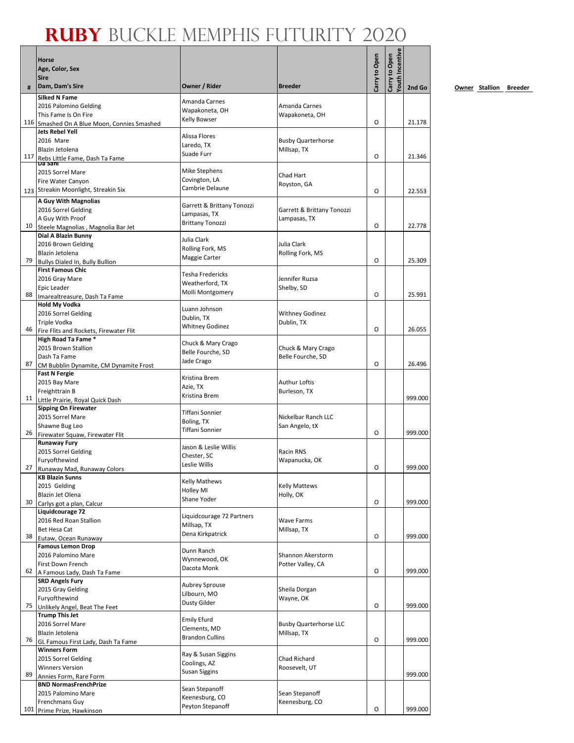# RUBY BUCKLE MEMPHIS FUTURITY 2020

| # | Horse<br>Age, Color, Sex<br>Sire<br>Dam, Dam's Sire | Owner / Rider | Breeder | Carry to Open | Carry to Open Youth Incentive | 2nd Go |
|---|---|---|---|---|---|---|
| 116 | **Silked N Fame**<br>2016 Palomino Gelding<br>This Fame Is On Fire<br>Smashed On A Blue Moon, Connies Smashed | Amanda Carnes<br>Wapakoneta, OH<br>Kelly Bowser | Amanda Carnes<br>Wapakoneta, OH | O | | 21.178 |
| 117 | **Jets Rebel Yell**<br>2016 Mare<br>Blazin Jetolena<br>Rebs Little Fame, Dash Ta Fame | Alissa Flores<br>Laredo, TX<br>Suade Furr | Busby Quarterhorse<br>Millsap, TX | O | | 21.346 |
| 123 | **Da Sani**<br>2015 Sorrel Mare<br>Fire Water Canyon<br>Streakin Moonlight, Streakin Six | Mike Stephens<br>Covington, LA<br>Cambrie Delaune | Chad Hart<br>Royston, GA | O | | 22.553 |
| 10 | **A Guy With Magnolias**<br>2016 Sorrel Gelding<br>A Guy With Proof<br>Steele Magnolias , Magnolia Bar Jet | Garrett & Brittany Tonozzi<br>Lampasas, TX<br>Brittany Tonozzi | Garrett & Brittany Tonozzi<br>Lampasas, TX | O | | 22.778 |
| 79 | **Dial A Blazin Bunny**<br>2016 Brown Gelding<br>Blazin Jetolena<br>Bullys Dialed In, Bully Bullion | Julia Clark<br>Rolling Fork, MS<br>Maggie Carter | Julia Clark<br>Rolling Fork, MS | O | | 25.309 |
| 88 | **First Famous Chic**<br>2016 Gray Mare<br>Epic Leader<br>Imarealtreasure, Dash Ta Fame | Tesha Fredericks<br>Weatherford, TX<br>Molli Montgomery | Jennifer Ruzsa<br>Shelby, SD | O | | 25.991 |
| 46 | **Hold My Vodka**<br>2016 Sorrel Gelding<br>Triple Vodka<br>Fire Flits and Rockets, Firewater Flit | Luann Johnson<br>Dublin, TX<br>Whitney Godinez | Withney Godinez<br>Dublin, TX | O | | 26.055 |
| 87 | **High Road Ta Fame** *<br>2015 Brown Stallion<br>Dash Ta Fame<br>CM Bubblin Dynamite, CM Dynamite Frost | Chuck & Mary Crago<br>Belle Fourche, SD<br>Jade Crago | Chuck & Mary Crago<br>Belle Fourche, SD | O | | 26.496 |
| 11 | **Fast N Fergie**<br>2015 Bay Mare<br>Freighttrain B<br>Little Prairie, Royal Quick Dash | Kristina Brem<br>Azie, TX<br>Kristina Brem | Authur Loftis<br>Burleson, TX | | | 999.000 |
| 26 | **Sipping On Firewater**<br>2015 Sorrel Mare<br>Shawne Bug Leo<br>Firewater Squaw, Firewater Flit | Tiffani Sonnier<br>Boling, TX<br>Tiffani Sonnier | Nickelbar Ranch LLC<br>San Angelo, tX | O | | 999.000 |
| 27 | **Runaway Fury**<br>2015 Sorrel Gelding<br>Furyofthewind<br>Runaway Mad, Runaway Colors | Jason & Leslie Willis<br>Chester, SC<br>Leslie Willis | Racin RNS<br>Wapanucka, OK | O | | 999.000 |
| 30 | **KB Blazin Sunns**<br>2015 Gelding<br>Blazin Jet Olena<br>Carlys got a plan, Calcur | Kelly Mathews<br>Holley MI<br>Shane Yoder | Kelly Mattews<br>Holly, OK | O | | 999.000 |
| 38 | **Liquidcourage 72**<br>2016 Red Roan Stallion<br>Bet Hesa Cat<br>Eutaw, Ocean Runaway | Liquidcourage 72 Partners<br>Millsap, TX<br>Dena Kirkpatrick | Wave Farms<br>Millsap, TX | O | | 999.000 |
| 62 | **Famous Lemon Drop**<br>2016 Palomino Mare<br>First Down French<br>A Famous Lady, Dash Ta Fame | Dunn Ranch<br>Wynnewood, OK<br>Dacota Monk | Shannon Akerstorm<br>Potter Valley, CA | O | | 999.000 |
| 75 | **SRD Angels Fury**<br>2015 Gray Gelding<br>Furyofthewind<br>Unlikely Angel, Beat The Feet | Aubrey Sprouse<br>Lilbourn, MO<br>Dusty Gilder | Sheila Dorgan<br>Wayne, OK | O | | 999.000 |
| 76 | **Trump This Jet**<br>2016 Sorrel Mare<br>Blazin Jetolena<br>GL Famous First Lady, Dash Ta Fame | Emily Efurd<br>Clements, MD<br>Brandon Cullins | Busby Quarterhorse LLC<br>Millsap, TX | O | | 999.000 |
| 89 | **Winners Form**<br>2015 Sorrel Gelding<br>Winners Version<br>Annies Form, Rare Form | Ray & Susan Siggins<br>Coolings, AZ<br>Susan Siggins | Chad Richard<br>Roosevelt, UT | | | 999.000 |
| 101 | **BND NormasFrenchPrize**<br>2015 Palomino Mare<br>Frenchmans Guy<br>Prime Prize, Hawkinson | Sean Stepanoff<br>Keenesburg, CO<br>Peyton Stepanoff | Sean Stepanoff<br>Keenesburg, CO | O | | 999.000 |

Owner Stallion Breeder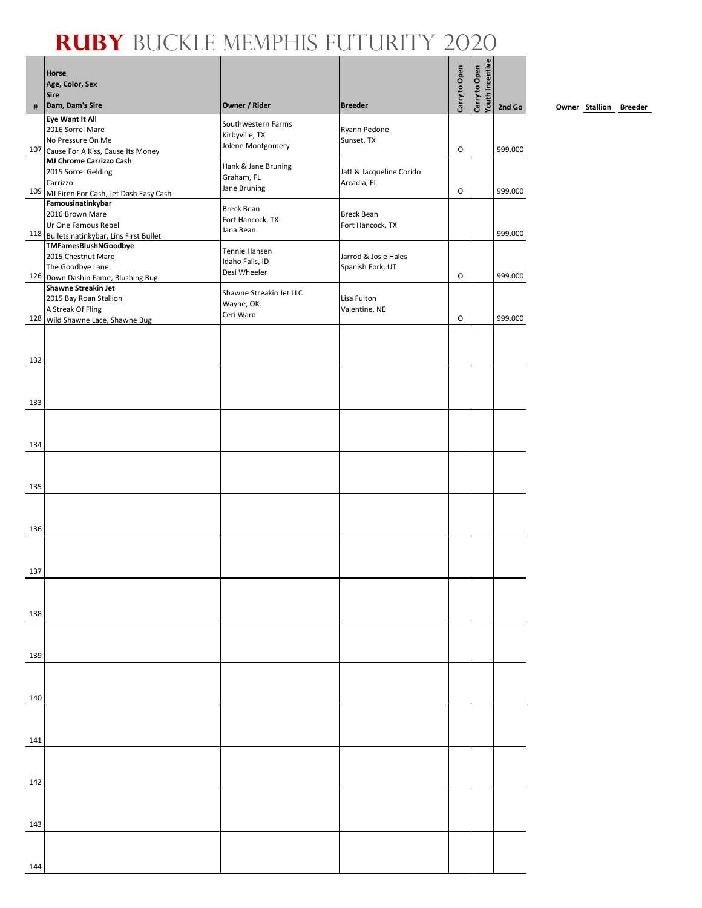# RUBY BUCKLE MEMPHIS FUTURITY 2020

| # | Horse<br>Age, Color, Sex<br>Sire<br>Dam, Dam's Sire | Owner / Rider | Breeder | Carry to Open | Carry to Open Youth Incentive | 2nd Go |
|---|---|---|---|---|---|---|
| 107 | **Eye Want It All**<br>2016 Sorrel Mare<br>No Pressure On Me<br>Cause For A Kiss, Cause Its Money | Southwestern Farms<br>Kirbyville, TX<br>Jolene Montgomery | Ryann Pedone<br>Sunset, TX | O | | 999.000 |
| 109 | **MJ Chrome Carrizzo Cash**<br>2015 Sorrel Gelding<br>Carrizzo<br>MJ Firen For Cash, Jet Dash Easy Cash | Hank & Jane Bruning<br>Graham, FL<br>Jane Bruning | Jatt & Jacqueline Corido<br>Arcadia, FL | O | | 999.000 |
| 118 | **Famousinatinkybar**<br>2016 Brown Mare<br>Ur One Famous Rebel<br>Bulletsinatinkybar, Lins First Bullet | Breck Bean<br>Fort Hancock, TX<br>Jana Bean | Breck Bean<br>Fort Hancock, TX | | | 999.000 |
| 126 | **TMFamesBlushNGoodbye**<br>2015 Chestnut Mare<br>The Goodbye Lane<br>Down Dashin Fame, Blushing Bug | Tennie Hansen<br>Idaho Falls, ID<br>Desi Wheeler | Jarrod & Josie Hales<br>Spanish Fork, UT | O | | 999.000 |
| 128 | **Shawne Streakin Jet**<br>2015 Bay Roan Stallion<br>A Streak Of Fling<br>Wild Shawne Lace, Shawne Bug | Shawne Streakin Jet LLC<br>Wayne, OK<br>Ceri Ward | Lisa Fulton<br>Valentine, NE | O | | 999.000 |
| 132 | | | | | | |
| 133 | | | | | | |
| 134 | | | | | | |
| 135 | | | | | | |
| 136 | | | | | | |
| 137 | | | | | | |
| 138 | | | | | | |
| 139 | | | | | | |
| 140 | | | | | | |
| 141 | | | | | | |
| 142 | | | | | | |
| 143 | | | | | | |
| 144 | | | | | | |

Owner Stallion Breeder